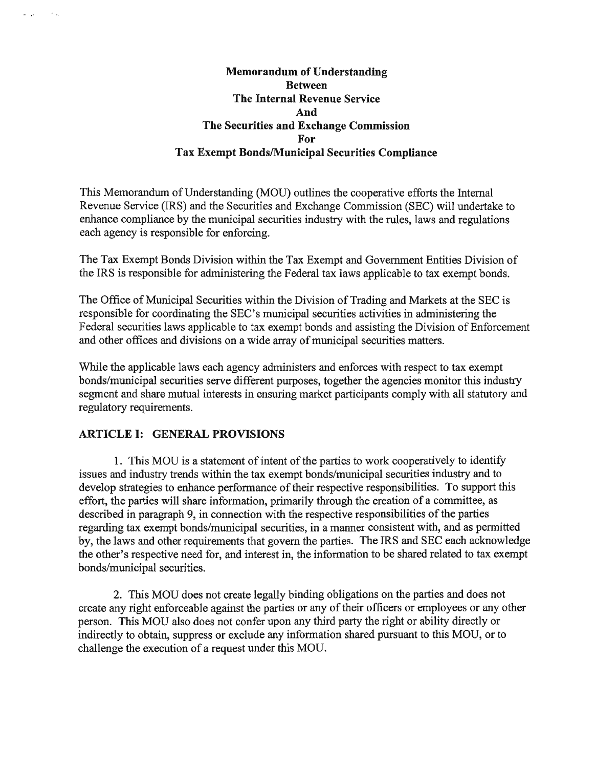# Memorandum of Understanding Between The Internal Revenue Service And The Securities and Exchange Commission For Tax Exempt Bonds/Municipal Securities Compliance

This Memorandum of Understanding (MOU) outlines the cooperative efforts the Internal Revenue Service (IRS) and the Securities and Exchange Commission (SEC) will undertake to enhance compliance by the municipal securities industry with the rules, laws and regulations each agency is responsible for enforcing.

The Tax Exempt Bonds Division within the Tax Exempt and Government Entities Division of the IRS is responsible for administering the Federal tax laws applicable to tax exempt bonds.

The Office of Municipal Securities within the Division of Trading and Markets at the SEC is responsible for coordinating the SEC's municipal securities activities in administering the Federal securities laws applicable to tax exempt bonds and assisting the Division of Enforcement and other offices and divisions on a wide array of municipal securities matters.

While the applicable laws each agency administers and enforces with respect to tax exempt bonds/municipal securities serve different purposes, together the agencies monitor this industry segment and share mutual interests in ensuring market participants comply with all statutory and regulatory requirements.

## ARTICLE I: GENERAL PROVISIONS

1. This MOU is a statement of intent of the parties to work cooperatively to identify issues and industry trends within the tax exempt bonds/municipal securities industry and to develop strategies to enhance performance of their respective responsibilities. To support this effort, the parties will share information, primarily through the creation of a committee, as described in paragraph 9, in connection with the respective responsibilities of the parties regarding tax exempt bonds/municipal securities, in a manner consistent with, and as permitted by, the laws and other requirements that govern the parties. The IRS and SEC each acknowledge the other's respective need for, and interest in, the information to be shared related to tax exempt bonds/municipal securities.

2. This MOU does not create legally binding obligations on the parties and does not create any right enforceable against the parties or any of their officers or employees or any other person. This MOU also does not confer upon any third party the right or ability directly or indirectly to obtain, suppress or exclude any information shared pursuant to this MOU, or to challenge the execution of a request under this MOU.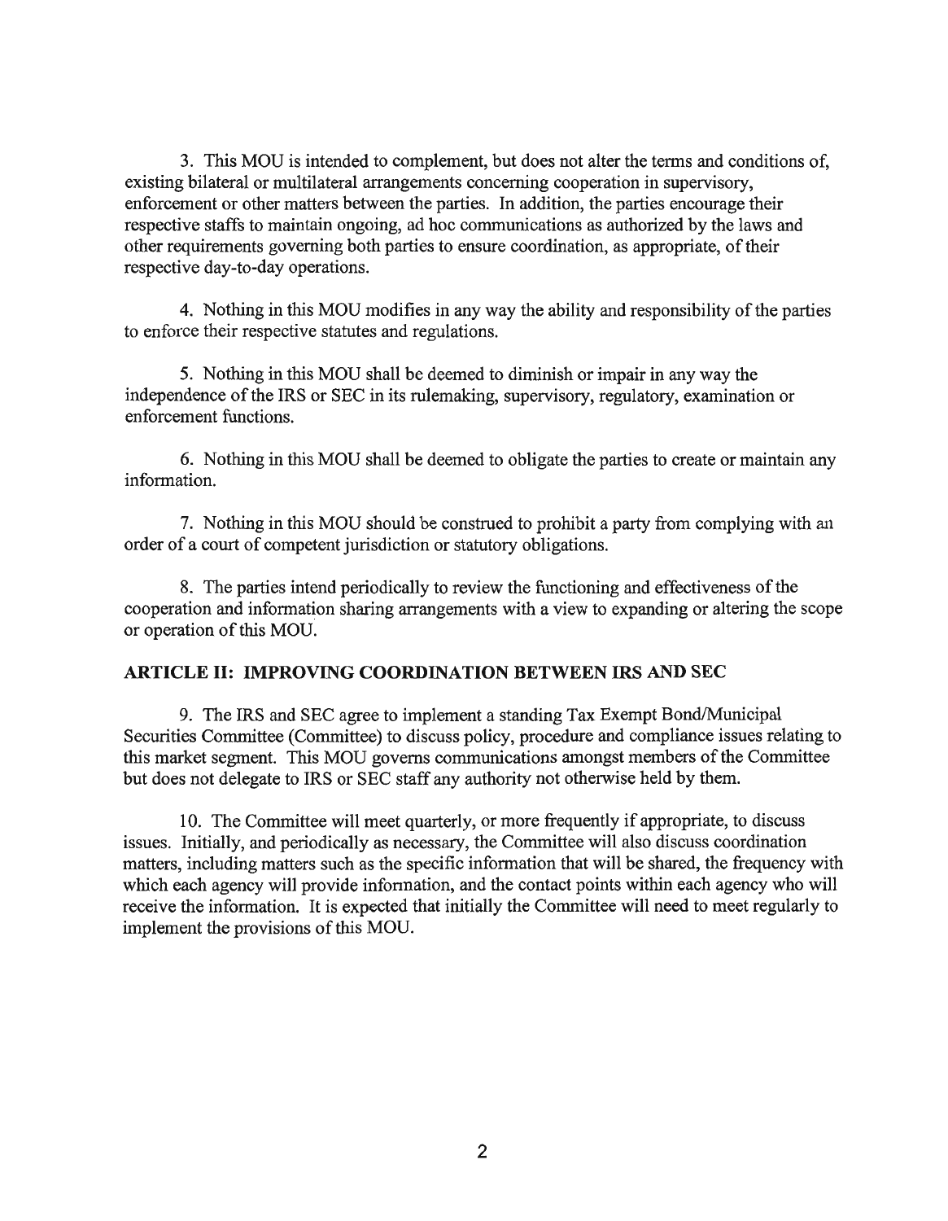3. This MOU is intended to complement, but does not alter the terms and conditions of, existing bilateral or multilateral arrangements concerning cooperation in supervisory, enforcement or other matters between the parties. In addition, the parties encourage their respective staffs to maintain ongoing, ad hoc communications as authorized by the laws and other requirements governing both parties to ensure coordination, as appropriate, of their respective day-to-day operations.

4. Nothing in this MOU modifies in any way the ability and responsibility of the parties to enforce their respective statutes and regulations.

5. Nothing in this MOU shall be deemed to diminish or impair in any way the independence of the IRS or SEC in its rulemaking, supervisory, regulatory, examination or enforcement functions.

6. Nothing in this MOU shall be deemed to obligate the parties to create or maintain any information.

7. Nothing in this MOU should be construed to prohibit a party from complying with an order of a court of competent jurisdiction or statutory obligations.

8. The parties intend periodically to review the functioning and effectiveness of the cooperation and information sharing arrangements with a view to expanding or altering the scope or operation of this MOU.

## ARTICLE II: IMPROVING COORDINATION BETWEEN IRS AND SEC

9. The IRS and SEC agree to implement a standing Tax Exempt Bond/Municipal Securities Committee (Committee) to discuss policy, procedure and compliance issues relating to this market segment. This MOU governs communications amongst members of the Committee but does not delegate to IRS or SEC staff any authority not otherwise held by them.

10. The Committee will meet quarterly, or more frequently if appropriate, to discuss issues. Initially, and periodically as necessary, the Committee will also discuss coordination matters, including matters such as the specific information that will be shared, the frequency with which each agency will provide information, and the contact points within each agency who will receive the information. It is expected that initially the Committee will need to meet regularly to implement the provisions of this MOU.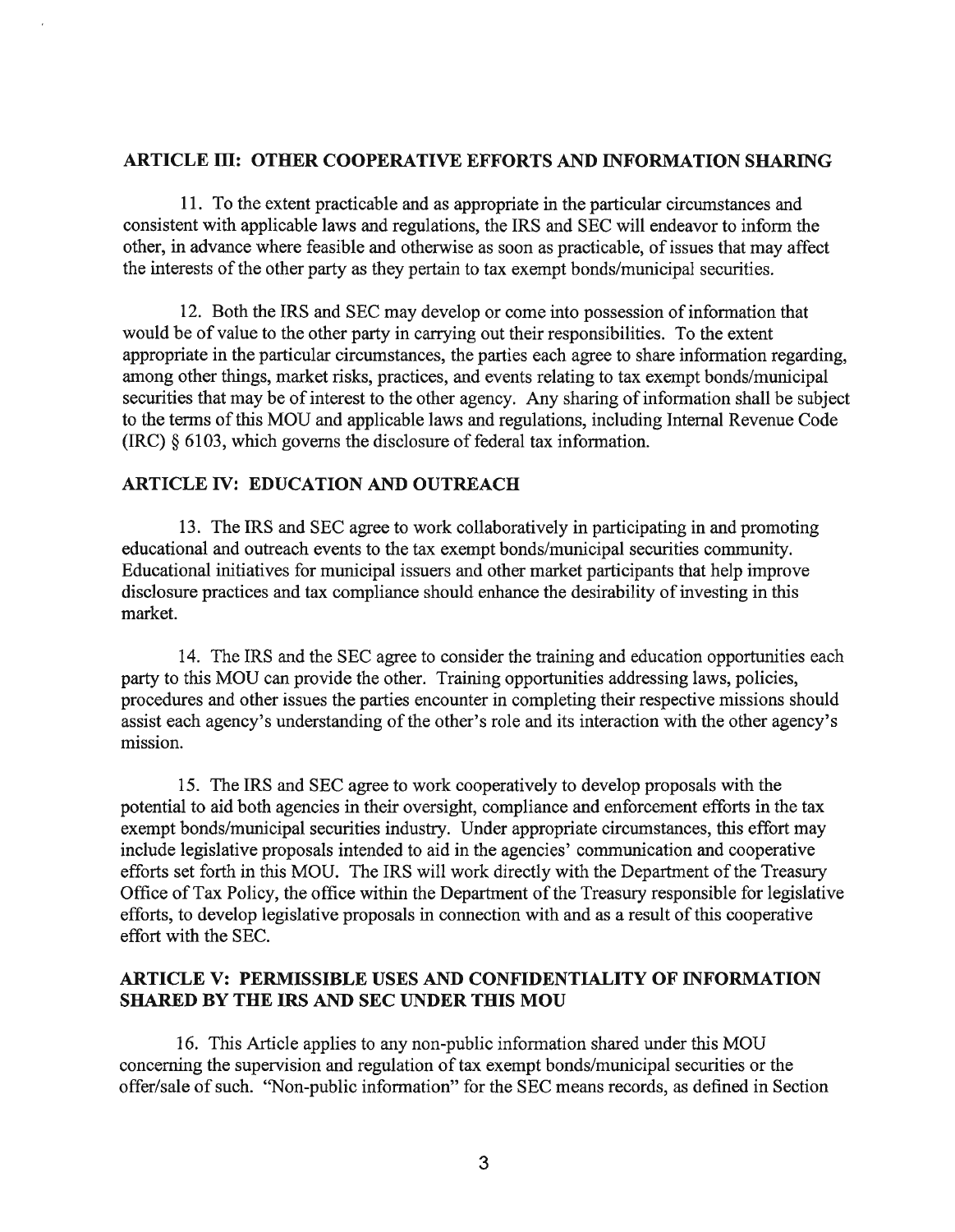## ARTICLE III: OTHER COOPERATIVE EFFORTS AND INFORMATION SHARING

11. To the extent practicable and as appropriate in the particular circumstances and consistent with applicable laws and regulations, the IRS and SEC will endeavor to inform the other, in advance where feasible and otherwise as soon as practicable, of issues that may affect the interests of the other party as they pertain to tax exempt bonds/municipal securities.

12. Both the IRS and SEC may develop or come into possession of information that would be of value to the other party in carrying out their responsibilities. To the extent appropriate in the particular circumstances, the parties each agree to share information regarding, among other things, market risks, practices, and events relating to tax exempt bonds/municipal securities that may be of interest to the other agency. Any sharing of information shall be subject to the terms of this MOU and applicable laws and regulations, including Internal Revenue Code (IRC) § 6103, which governs the disclosure of federal tax information.

## ARTICLE IV: EDUCATION AND OUTREACH

13. The IRS and SEC agree to work collaboratively in participating in and promoting educational and outreach events to the tax exempt bonds/municipal securities community. Educational initiatives for municipal issuers and other market participants that help improve disclosure practices and tax compliance should enhance the desirability of investing in this market.

14. The IRS and the SEC agree to consider the training and education opportunities each party to this MOU can provide the other. Training opportunities addressing laws, policies, procedures and other issues the parties encounter in completing their respective missions should assist each agency's understanding of the other's role and its interaction with the other agency's mission.

15. The IRS and SEC agree to work cooperatively to develop proposals with the potential to aid both agencies in their oversight, compliance and enforcement efforts in the tax exempt bonds/municipal securities industry. Under appropriate circumstances, this effort may include legislative proposals intended to aid in the agencies' communication and cooperative efforts set forth in this MOU. The IRS will work directly with the Department of the Treasury Office of Tax Policy, the office within the Department of the Treasury responsible for legislative efforts, to develop legislative proposals in connection with and as a result of this cooperative effort with the SEC.

## ARTICLE V: PERMISSIBLE USES AND CONFIDENTIALITY OF INFORMATION SHARED BY THE IRS AND SEC UNDER THIS MOU

16. This Article applies to any non-public information shared under this MOU concerning the supervision and regulation of tax exempt bonds/municipal securities or the offer/sale of such. "Non-public information" for the SEC means records, as defined in Section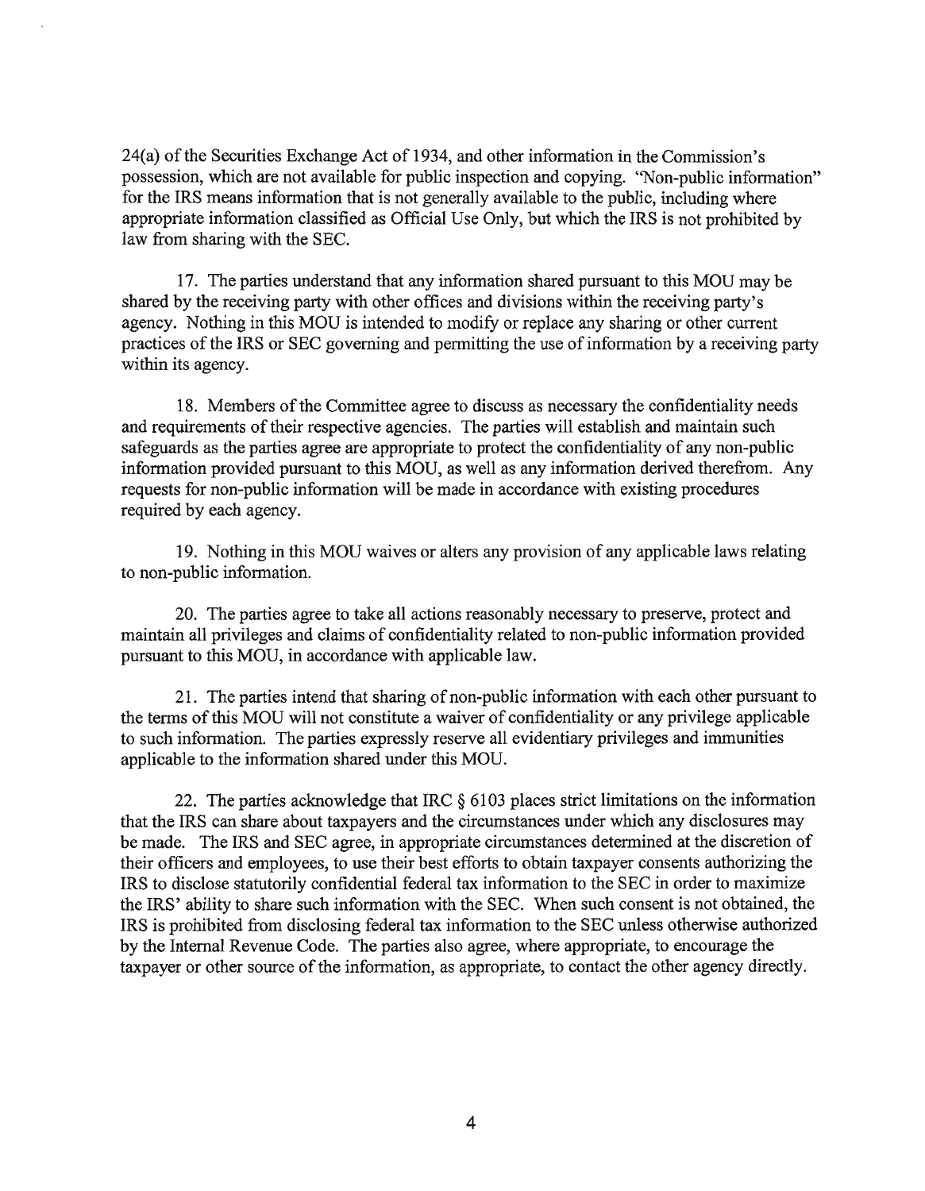24(a) of the Securities Exchange Act of 1934, and other information in the Commission's possession, which are not available for public inspection and copying. "Non-public information" for the IRS means information that is not generally available to the public, including where appropriate information classified as Official Use Only, but which the IRS is not prohibited by law from sharing with the SEC.

17. The parties understand that any information shared pursuant to this MOU may be shared by the receiving party with other offices and divisions within the receiving party's agency. Nothing in this MOU is intended to modify or replace any sharing or other current practices of the IRS or SEC governing and permitting the use of information by a receiving party within its agency.

18. Members of the Committee agree to discuss as necessary the confidentiality needs and requirements of their respective agencies. The parties will establish and maintain such safeguards as the parties agree are appropriate to protect the confidentiality of any non-public information provided pursuant to this MOU, as well as any information derived therefrom. Any requests for non-public information will be made in accordance with existing procedures required by each agency.

19. Nothing in this MOU waives or alters any provision of any applicable laws relating to non-public information.

20. The parties agree to take all actions reasonably necessary to preserve, protect and maintain all privileges and claims of confidentiality related to non-public information provided pursuant to this MOU, in accordance with applicable law.

21. The parties intend that sharing of non-public information with each other pursuant to the terms of this MOU will not constitute a waiver of confidentiality or any privilege applicable to such information. The parties expressly reserve all evidentiary privileges and immunities applicable to the information shared under this MOU.

22. The parties acknowledge that IRC § 6103 places strict limitations on the information that the IRS can share about taxpayers and the circumstances under which any disclosures may be made. The IRS and SEC agree, in appropriate circumstances determined at the discretion of their officers and employees, to use their best efforts to obtain taxpayer consents authorizing the IRS to disclose statutorily confidential federal tax information to the SEC in order to maximize the IRS' ability to share such information with the SEC. When such consent is not obtained, the IRS is prohibited from disclosing federal tax information to the SEC unless otherwise authorized by the Internal Revenue Code. The parties also agree, where appropriate, to encourage the taxpayer or other source of the information, as appropriate, to contact the other agency directly.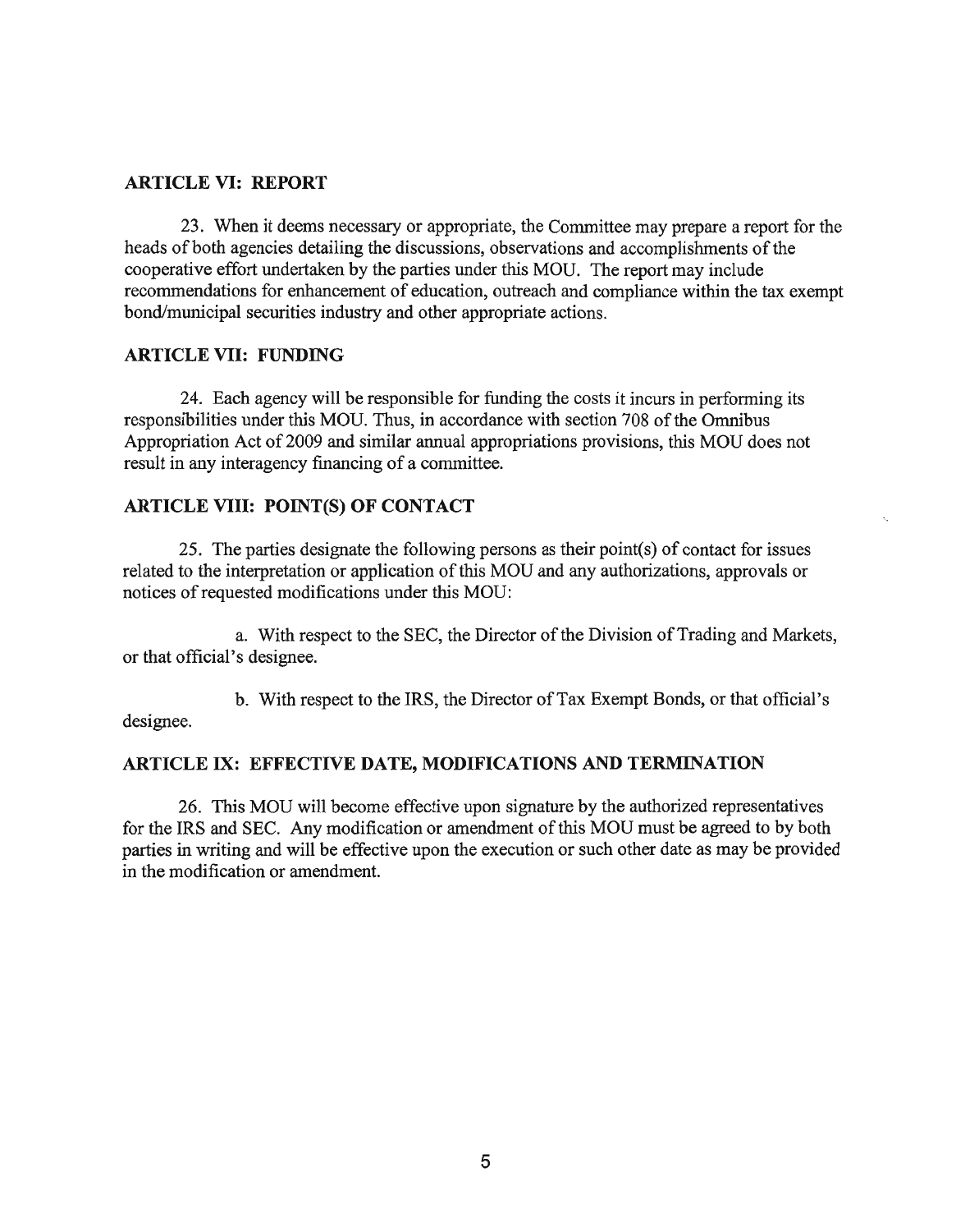## ARTICLE VI: REPORT

23. When it deems necessary or appropriate, the Committee may prepare a report for the heads of both agencies detailing the discussions, observations and accomplishments of the cooperative effort undertaken by the parties under this MOU. The report may include recommendations for enhancement of education, outreach and compliance within the tax exempt bond/municipal securities industry and other appropriate actions.

## ARTICLE VII: FUNDING

24. Each agency will be responsible for funding the costs it incurs in performing its responsibilities under this MOU. Thus, in accordance with section 708 of the Omnibus Appropriation Act of 2009 and similar annual appropriations provisions, this MOU does not result in any interagency financing of a committee.

## ARTICLE VIII: POINT(S) OF CONTACT

25. The parties designate the following persons as their point(s) of contact for issues related to the interpretation or application of this MOU and any authorizations, approvals or notices of requested modifications under this MOU:

a. With respect to the SEC, the Director of the Division of Trading and Markets, or that official's designee.

b. With respect to the IRS, the Director of Tax Exempt Bonds, or that official's designee.

## ARTICLE IX: EFFECTIVE DATE, MODIFICATIONS AND TERMINATION

26. This MOU will become effective upon signature by the authorized representatives for the IRS and SEC. Any modification or amendment of this MOU must be agreed to by both parties in writing and will be effective upon the execution or such other date as may be provided in the modification or amendment.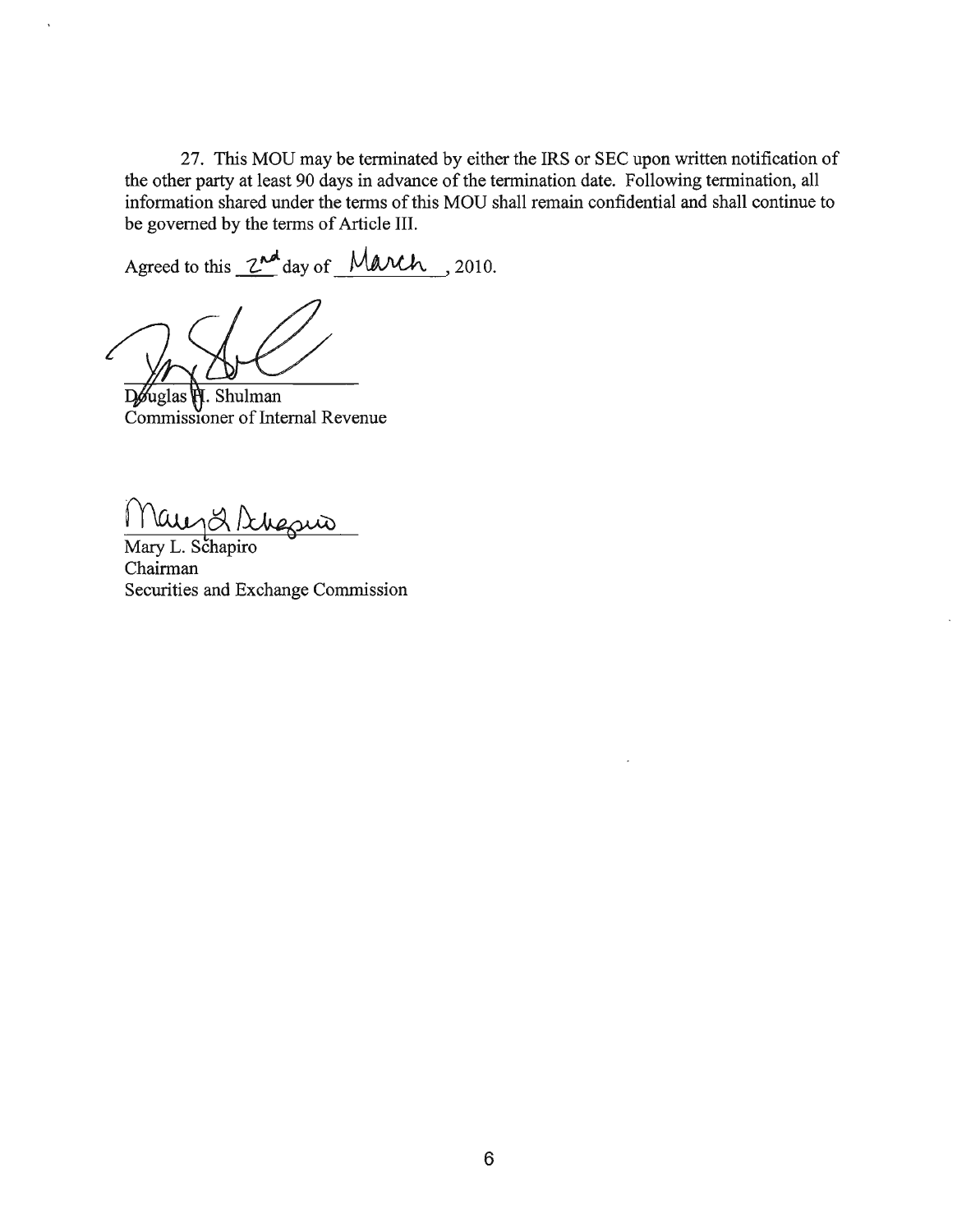27. This MOU may be terminated by either the IRS or SEC upon written notification of the other party at least 90 days in advance of the termination date. Following termination, all information shared under the terms of this MOU shall remain confidential and shall continue to be governed by the terms of Article III.

Agreed to this 2nd day of March, 2010.

Douglas H. Shulman
Commissioner of Internal Revenue

Mary L. Schapiro
Chairman
Securities and Exchange Commission